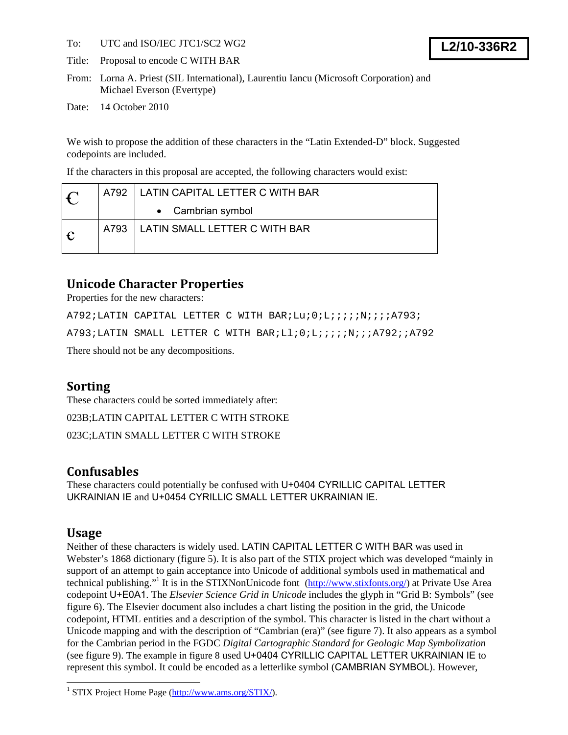To: UTC and ISO/IEC JTC1/SC2 WG2

Title: Proposal to encode C WITH BAR

From: Lorna A. Priest (SIL International), Laurentiu Iancu (Microsoft Corporation) and Michael Everson (Evertype)

Date: 14 October 2010

**L2/10-336R2**

We wish to propose the addition of these characters in the "Latin Extended-D" block. Suggested codepoints are included.

If the characters in this proposal are accepted, the following characters would exist:

| | | |
|---|---|---|
| Ꞓ | A792 | LATIN CAPITAL LETTER C WITH BAR<br>• Cambrian symbol |
| ꞓ | A793 | LATIN SMALL LETTER C WITH BAR |

## Unicode Character Properties

Properties for the new characters:

```
A792;LATIN CAPITAL LETTER C WITH BAR;Lu;0;L;;;;;N;;;;A793;
A793;LATIN SMALL LETTER C WITH BAR;Ll;0;L;;;;;N;;;A792;;A792
```

There should not be any decompositions.

## Sorting

These characters could be sorted immediately after:

023B;LATIN CAPITAL LETTER C WITH STROKE

023C;LATIN SMALL LETTER C WITH STROKE

## Confusables

These characters could potentially be confused with U+0404 CYRILLIC CAPITAL LETTER UKRAINIAN IE and U+0454 CYRILLIC SMALL LETTER UKRAINIAN IE.

## Usage

Neither of these characters is widely used. LATIN CAPITAL LETTER C WITH BAR was used in Webster's 1868 dictionary (figure 5). It is also part of the STIX project which was developed "mainly in support of an attempt to gain acceptance into Unicode of additional symbols used in mathematical and technical publishing."[1] It is in the STIXNonUnicode font (http://www.stixfonts.org/) at Private Use Area codepoint U+E0A1. The *Elsevier Science Grid in Unicode* includes the glyph in "Grid B: Symbols" (see figure 6). The Elsevier document also includes a chart listing the position in the grid, the Unicode codepoint, HTML entities and a description of the symbol. This character is listed in the chart without a Unicode mapping and with the description of "Cambrian (era)" (see figure 7). It also appears as a symbol for the Cambrian period in the FGDC *Digital Cartographic Standard for Geologic Map Symbolization* (see figure 9). The example in figure 8 used U+0404 CYRILLIC CAPITAL LETTER UKRAINIAN IE to represent this symbol. It could be encoded as a letterlike symbol (CAMBRIAN SYMBOL). However,

[1] STIX Project Home Page (http://www.ams.org/STIX/).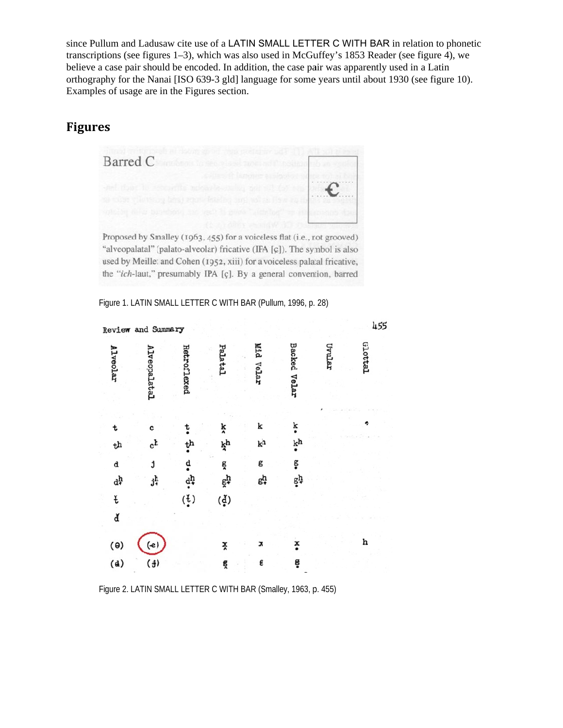since Pullum and Ladusaw cite use of a LATIN SMALL LETTER C WITH BAR in relation to phonetic transcriptions (see figures 1–3), which was also used in McGuffey's 1853 Reader (see figure 4), we believe a case pair should be encoded. In addition, the case pair was apparently used in a Latin orthography for the Nanai [ISO 639-3 gld] language for some years until about 1930 (see figure 10). Examples of usage are in the Figures section.

## Figures

Figure 1. LATIN SMALL LETTER C WITH BAR (Pullum, 1996, p. 28)

Figure 2. LATIN SMALL LETTER C WITH BAR (Smalley, 1963, p. 455)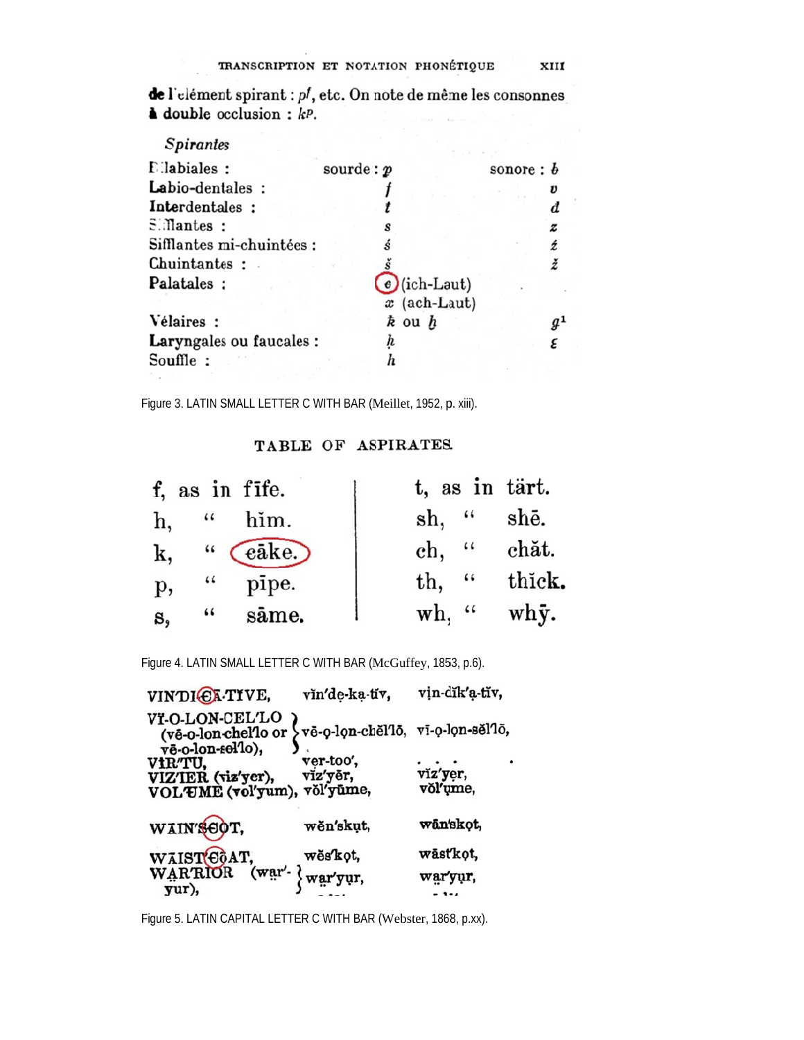de l'élément spirant : pᶠ, etc. On note de même les consonnes à double occlusion : kᵖ.

*Spirantes*

| | sourde | sonore |
|---|---|---|
| Bilabiales : | sourde : ƥ | sonore : ƀ |
| Labio-dentales : | f | v |
| Interdentales : | ŧ | đ |
| Sifflantes : | s | z |
| Sifflantes mi-chuintées : | ś | ź |
| Chuintantes : | š | ž |
| Palatales : | ꞓ (ich-Laut) | |
| | x (ach-Laut) | |
| Vélaires : | ꝁ ou ḫ | g[1] |
| Laryngales ou faucales : | ḥ | ε |
| Souffle : | h | |

Figure 3. LATIN SMALL LETTER C WITH BAR (Meillet, 1952, p. xiii).

TABLE OF ASPIRATES.

| | | | | | |
|---|---|---|---|---|---|
| f, | as in | fīfe. | t, | as in | tärt. |
| h, | " | hĭm. | sh, | " | shē. |
| k, | " | ꞓāke. | ch, | " | chăt. |
| p, | " | pīpe. | th, | " | thĭck. |
| s, | " | sāme. | wh, | " | whȳ. |

Figure 4. LATIN SMALL LETTER C WITH BAR (McGuffey, 1853, p.6).

| | | |
|---|---|---|
| VIN'DIꞒA-TĪVE, | vĭn'de̤-ka-tĭv, | vi̤n-dĭk'a̤-tĭv, |
| VĪ-O-LON-CEL'LO (vē-o-lon-chel'lo or vē-o-lon-ꞓel'lo), | vē-o̤-lo̤n-chĕl'lō, | vī-o̤-lo̤n-sĕl'lō, |
| VIR'TU, | ve̤r-too', | . . . |
| VIZ'IER (viz'yer), | vĭz'yĕr, | vĭz'ye̤r, |
| VOL'ŪME (vol'yum), | vŏl'yūme, | vŏl'yṳme, |
| WAIN'SꞒOT, | wĕn'skṳt, | wān'sko̤t, |
| WAIST'ꞒŌAT, | wĕs'ko̤t, | wāst'ko̤t, |
| WAR'RIOR (war'-yur), | war'yṳr, | war'yṳr, |

Figure 5. LATIN CAPITAL LETTER C WITH BAR (Webster, 1868, p.xx).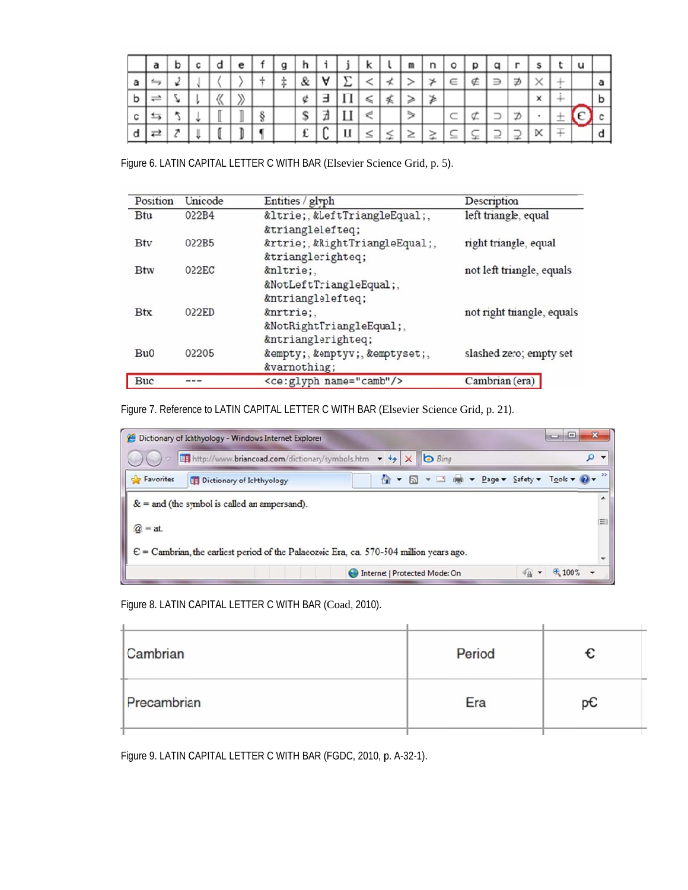|   | a | b | c | d | e | f | g | h | i | j | k | l | m | n | o | p | q | r | s | t | u |   |
|---|---|---|---|---|---|---|---|---|---|---|---|---|---|---|---|---|---|---|---|---|---|---|
| a | ⇋ | ⤶ | ↓ | ⟨ | ⟩ | † | ‡ | & | ∀ | ∑ | < | ≮ | > | ≯ | ∈ | ∉ | ∋ | ∌ | × | ∔ |   | a |
| b | ⇌ | ↳ | ↓ | ⟪ | ⟫ |   |   | ¢ | ∃ | ∏ | ⩽ | ≰ | ⩾ | ≱ |   |   |   |   | × | ∔ |   | b |
| c | ⇋ | ↰ | ↓ | ⟦ | ⟧ | § |   | $ | ∄ | ∐ | ⋖ |   | ⋗ |   | ⊂ | ⊄ | ⊃ | ⊅ | · | ± | Ꞓ | c |
| d | ⇄ | ↱ | ⇓ | ⦃ | ⦄ | ¶ |   | £ | ⊂ | ⨿ | ≤ | ≲ | ≥ | ≳ | ⊆ | ⊊ | ⊇ | ⊋ | ⋉ | ∓ |   | d |

Figure 6. LATIN CAPITAL LETTER C WITH BAR (Elsevier Science Grid, p. 5).

| Position | Unicode | Entities / glyph | Description |
|---|---|---|---|
| Btu | 022B4 | &ltrie;, &LeftTriangleEqual;, &trianglelefteq; | left triangle, equal |
| Btv | 022B5 | &rtrie;, &RightTriangleEqual;, &trianglerighteq; | right triangle, equal |
| Btw | 022EC | &nltrie;, &NotLeftTriangleEqual;, &ntrianglelefteq; | not left triangle, equals |
| Btx | 022ED | &nrtrie;, &NotRightTriangleEqual;, &ntrianglerighteq; | not right triangle, equals |
| Bu0 | 02205 | &empty;, &emptyv;, &emptyset;, &varnothing; | slashed zero; empty set |
| Buc | --- | <ce:glyph name="camb"/> | Cambrian (era) |

Figure 7. Reference to LATIN CAPITAL LETTER C WITH BAR (Elsevier Science Grid, p. 21).

Dictionary of Ichthyology - Windows Internet Explorer

http://www.briancoad.com/dictionary/symbols.htm

& = and (the symbol is called an ampersand).

@ = at.

Ꞓ = Cambrian, the earliest period of the Palaeozoic Era, ca. 570-504 million years ago.

Figure 8. LATIN CAPITAL LETTER C WITH BAR (Coad, 2010).

| | | |
|---|---|---|
| Cambrian | Period | Ꞓ |
| Precambrian | Era | pꞒ |

Figure 9. LATIN CAPITAL LETTER C WITH BAR (FGDC, 2010, p. A-32-1).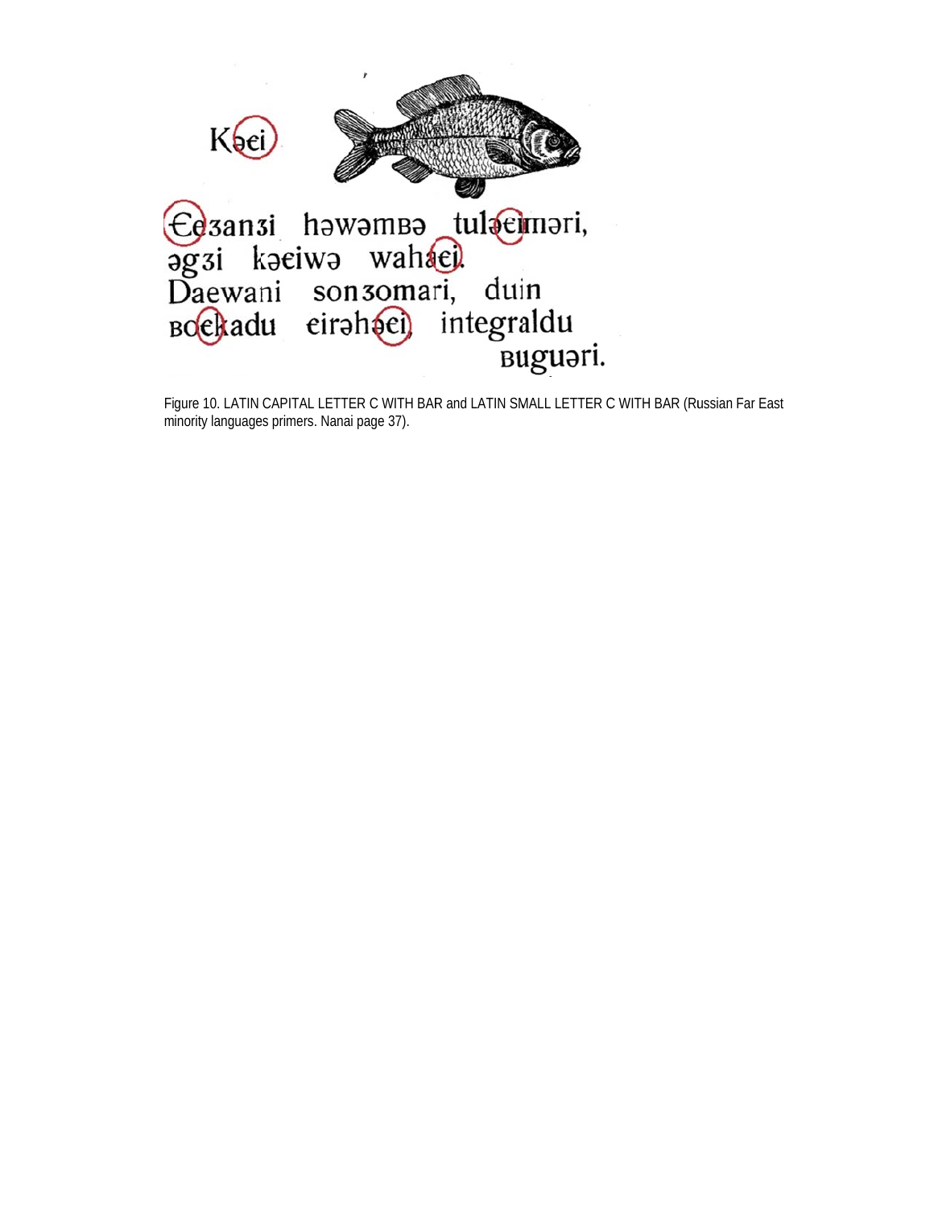Kəꞓi

Ꞓeʒanʒi həwəmʙə tuləꞓiməri,
əgʒi kəꞓiwə wahəꞓi.
Daewani sonʒomari, duin
ʙoꞓkadu ꞓirəhəꞓi, integraldu
ʙuguəri.

Figure 10. LATIN CAPITAL LETTER C WITH BAR and LATIN SMALL LETTER C WITH BAR (Russian Far East minority languages primers. Nanai page 37).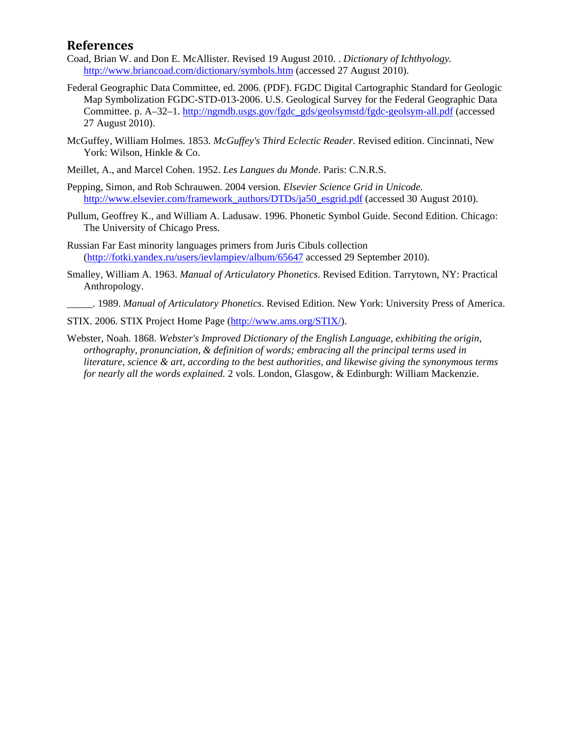## References

Coad, Brian W. and Don E. McAllister. Revised 19 August 2010. . *Dictionary of Ichthyology.* http://www.briancoad.com/dictionary/symbols.htm (accessed 27 August 2010).

Federal Geographic Data Committee, ed. 2006. (PDF). FGDC Digital Cartographic Standard for Geologic Map Symbolization FGDC-STD-013-2006. U.S. Geological Survey for the Federal Geographic Data Committee. p. A–32–1. http://ngmdb.usgs.gov/fgdc_gds/geolsymstd/fgdc-geolsym-all.pdf (accessed 27 August 2010).

McGuffey, William Holmes. 1853. *McGuffey's Third Eclectic Reader*. Revised edition. Cincinnati, New York: Wilson, Hinkle & Co.

Meillet, A., and Marcel Cohen. 1952. *Les Langues du Monde*. Paris: C.N.R.S.

Pepping, Simon, and Rob Schrauwen. 2004 version. *Elsevier Science Grid in Unicode.* http://www.elsevier.com/framework_authors/DTDs/ja50_esgrid.pdf (accessed 30 August 2010).

Pullum, Geoffrey K., and William A. Ladusaw. 1996. Phonetic Symbol Guide. Second Edition. Chicago: The University of Chicago Press.

Russian Far East minority languages primers from Juris Cibuls collection (http://fotki.yandex.ru/users/ievlampiev/album/65647 accessed 29 September 2010).

Smalley, William A. 1963. *Manual of Articulatory Phonetics*. Revised Edition. Tarrytown, NY: Practical Anthropology.

_____. 1989. *Manual of Articulatory Phonetics*. Revised Edition. New York: University Press of America.

STIX. 2006. STIX Project Home Page (http://www.ams.org/STIX/).

Webster, Noah. 1868. *Webster's Improved Dictionary of the English Language, exhibiting the origin, orthography, pronunciation, & definition of words; embracing all the principal terms used in literature, science & art, according to the best authorities, and likewise giving the synonymous terms for nearly all the words explained.* 2 vols. London, Glasgow, & Edinburgh: William Mackenzie.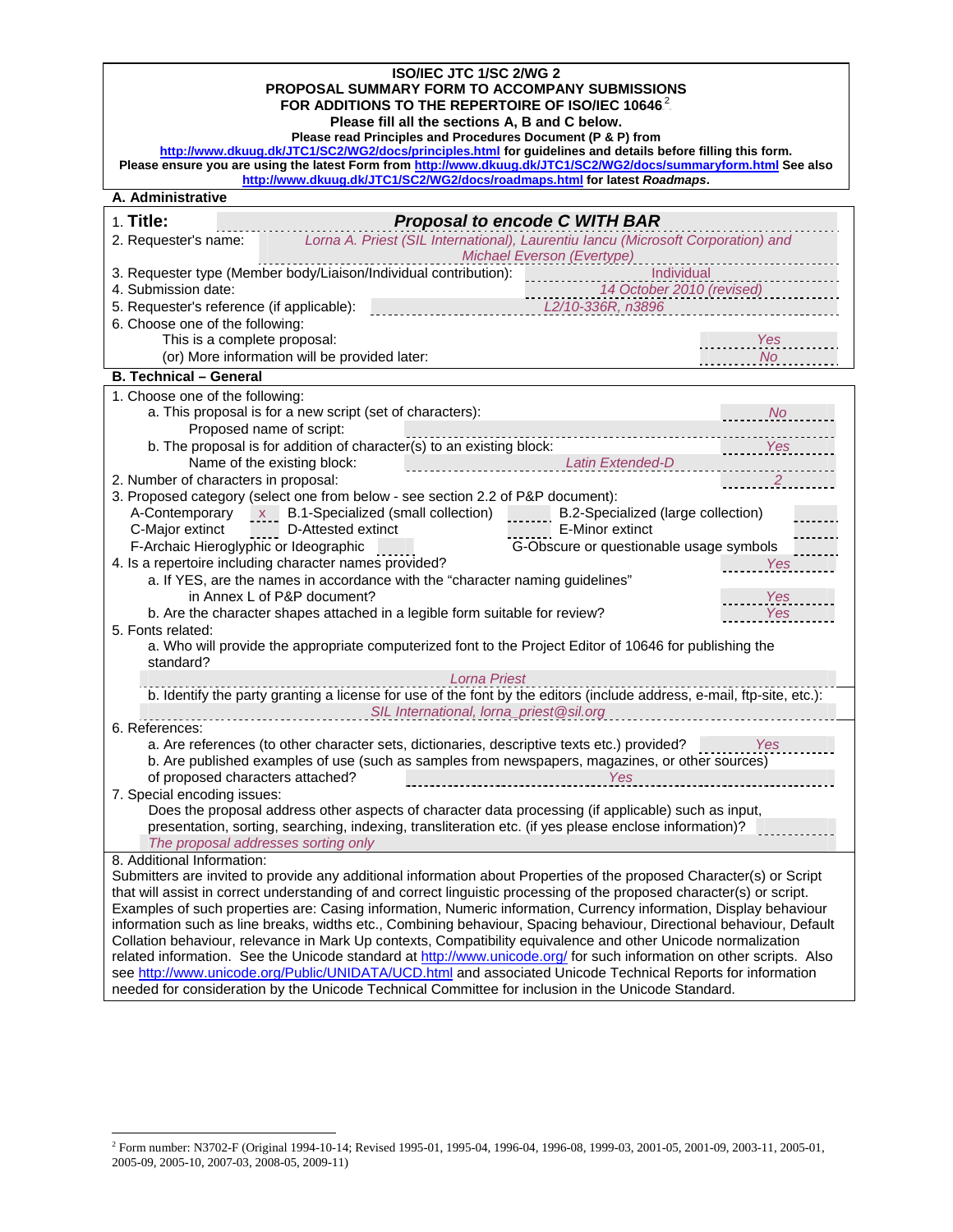**ISO/IEC JTC 1/SC 2/WG 2**
**PROPOSAL SUMMARY FORM TO ACCOMPANY SUBMISSIONS**
**FOR ADDITIONS TO THE REPERTOIRE OF ISO/IEC 10646**[2]
**Please fill all the sections A, B and C below.**
**Please read Principles and Procedures Document (P & P) from**
**http://www.dkuug.dk/JTC1/SC2/WG2/docs/principles.html for guidelines and details before filling this form.**
**Please ensure you are using the latest Form from http://www.dkuug.dk/JTC1/SC2/WG2/docs/summaryform.html See also http://www.dkuug.dk/JTC1/SC2/WG2/docs/roadmaps.html for latest *Roadmaps*.**

**A. Administrative**

1. **Title:** ***Proposal to encode C WITH BAR***
2. Requester's name: *Lorna A. Priest (SIL International), Laurentiu Iancu (Microsoft Corporation) and Michael Everson (Evertype)*
3. Requester type (Member body/Liaison/Individual contribution): *Individual*
4. Submission date: *14 October 2010 (revised)*
5. Requester's reference (if applicable): *L2/10-336R, n3896*
6. Choose one of the following:
   This is a complete proposal: *Yes*
   (or) More information will be provided later: *No*

**B. Technical – General**

1. Choose one of the following:
   a. This proposal is for a new script (set of characters): *No*
      Proposed name of script:
   b. The proposal is for addition of character(s) to an existing block: *Yes*
      Name of the existing block: *Latin Extended-D*
2. Number of characters in proposal: *2*
3. Proposed category (select one from below - see section 2.2 of P&P document):
   A-Contemporary *x* B.1-Specialized (small collection) B.2-Specialized (large collection)
   C-Major extinct D-Attested extinct E-Minor extinct
   F-Archaic Hieroglyphic or Ideographic G-Obscure or questionable usage symbols
4. Is a repertoire including character names provided? *Yes*
   a. If YES, are the names in accordance with the "character naming guidelines" in Annex L of P&P document? *Yes*
   b. Are the character shapes attached in a legible form suitable for review? *Yes*
5. Fonts related:
   a. Who will provide the appropriate computerized font to the Project Editor of 10646 for publishing the standard?
      *Lorna Priest*
   b. Identify the party granting a license for use of the font by the editors (include address, e-mail, ftp-site, etc.):
      *SIL International, lorna_priest@sil.org*
6. References:
   a. Are references (to other character sets, dictionaries, descriptive texts etc.) provided? *Yes*
   b. Are published examples of use (such as samples from newspapers, magazines, or other sources) of proposed characters attached? *Yes*
7. Special encoding issues:
   Does the proposal address other aspects of character data processing (if applicable) such as input, presentation, sorting, searching, indexing, transliteration etc. (if yes please enclose information)?
   *The proposal addresses sorting only*
8. Additional Information:
   Submitters are invited to provide any additional information about Properties of the proposed Character(s) or Script that will assist in correct understanding of and correct linguistic processing of the proposed character(s) or script. Examples of such properties are: Casing information, Numeric information, Currency information, Display behaviour information such as line breaks, widths etc., Combining behaviour, Spacing behaviour, Directional behaviour, Default Collation behaviour, relevance in Mark Up contexts, Compatibility equivalence and other Unicode normalization related information. See the Unicode standard at http://www.unicode.org/ for such information on other scripts. Also see http://www.unicode.org/Public/UNIDATA/UCD.html and associated Unicode Technical Reports for information needed for consideration by the Unicode Technical Committee for inclusion in the Unicode Standard.

---

[2] Form number: N3702-F (Original 1994-10-14; Revised 1995-01, 1995-04, 1996-04, 1996-08, 1999-03, 2001-05, 2001-09, 2003-11, 2005-01, 2005-09, 2005-10, 2007-03, 2008-05, 2009-11)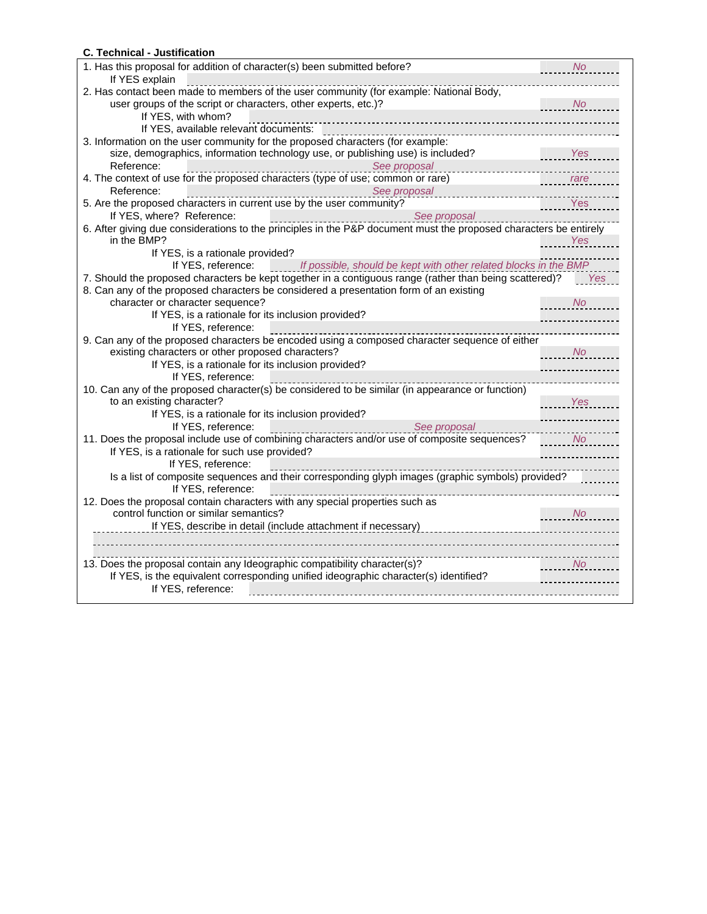**C. Technical - Justification**

1. Has this proposal for addition of character(s) been submitted before? *No*
   If YES explain
2. Has contact been made to members of the user community (for example: National Body, user groups of the script or characters, other experts, etc.)? *No*
   If YES, with whom?
   If YES, available relevant documents:
3. Information on the user community for the proposed characters (for example: size, demographics, information technology use, or publishing use) is included? *Yes*
   Reference: *See proposal*
4. The context of use for the proposed characters (type of use; common or rare) *rare*
   Reference: *See proposal*
5. Are the proposed characters in current use by the user community? *Yes*
   If YES, where? Reference: *See proposal*
6. After giving due considerations to the principles in the P&P document must the proposed characters be entirely in the BMP? *Yes*
   If YES, is a rationale provided?
   If YES, reference: *If possible, should be kept with other related blocks in the BMP*
7. Should the proposed characters be kept together in a contiguous range (rather than being scattered)? *Yes*
8. Can any of the proposed characters be considered a presentation form of an existing character or character sequence? *No*
   If YES, is a rationale for its inclusion provided?
   If YES, reference:
9. Can any of the proposed characters be encoded using a composed character sequence of either existing characters or other proposed characters? *No*
   If YES, is a rationale for its inclusion provided?
   If YES, reference:
10. Can any of the proposed character(s) be considered to be similar (in appearance or function) to an existing character? *Yes*
    If YES, is a rationale for its inclusion provided?
    If YES, reference: *See proposal*
11. Does the proposal include use of combining characters and/or use of composite sequences? *No*
    If YES, is a rationale for such use provided?
    If YES, reference:
    Is a list of composite sequences and their corresponding glyph images (graphic symbols) provided?
    If YES, reference:
12. Does the proposal contain characters with any special properties such as control function or similar semantics? *No*
    If YES, describe in detail (include attachment if necessary)
13. Does the proposal contain any Ideographic compatibility character(s)? *No*
    If YES, is the equivalent corresponding unified ideographic character(s) identified?
    If YES, reference: